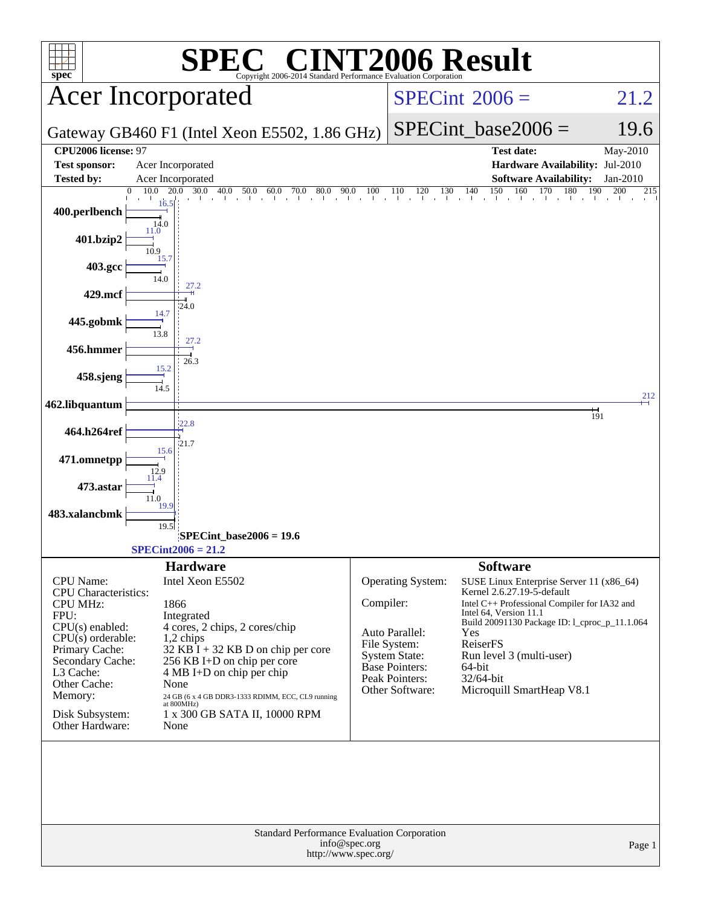# SPEC CINT2006 Result

Copyright 2006-2014 Standard Performance Evaluation Corporation

## Acer Incorporated

Gateway GB460 F1 (Intel Xeon E5502, 1.86 GHz)

SPECint 2006 = 21.2

SPECint_base2006 = 19.6

| | | | |
|---|---|---|---|
| **CPU2006 license:** 97 | | **Test date:** | May-2010 |
| **Test sponsor:** | Acer Incorporated | **Hardware Availability:** | Jul-2010 |
| **Tested by:** | Acer Incorporated | **Software Availability:** | Jan-2010 |

| Benchmark | Peak | Base |
|---|---|---|
| 400.perlbench | 16.5 | 14.0 |
| 401.bzip2 | 11.0 | 10.9 |
| 403.gcc | 15.7 | 14.0 |
| 429.mcf | 27.2 | 24.0 |
| 445.gobmk | 14.7 | 13.8 |
| 456.hmmer | 27.2 | 26.3 |
| 458.sjeng | 15.2 | 14.5 |
| 462.libquantum | 212 | 191 |
| 464.h264ref | 22.8 | 21.7 |
| 471.omnetpp | 15.6 | 12.9 |
| 473.astar | 11.4 | 11.0 |
| 483.xalancbmk | 19.9 | 19.5 |

SPECint_base2006 = 19.6

SPECint2006 = 21.2

## Hardware

| | |
|---|---|
| CPU Name: | Intel Xeon E5502 |
| CPU Characteristics: | |
| CPU MHz: | 1866 |
| FPU: | Integrated |
| CPU(s) enabled: | 4 cores, 2 chips, 2 cores/chip |
| CPU(s) orderable: | 1,2 chips |
| Primary Cache: | 32 KB I + 32 KB D on chip per core |
| Secondary Cache: | 256 KB I+D on chip per core |
| L3 Cache: | 4 MB I+D on chip per chip |
| Other Cache: | None |
| Memory: | 24 GB (6 x 4 GB DDR3-1333 RDIMM, ECC, CL9 running at 800MHz) |
| Disk Subsystem: | 1 x 300 GB SATA II, 10000 RPM |
| Other Hardware: | None |

## Software

| | |
|---|---|
| Operating System: | SUSE Linux Enterprise Server 11 (x86_64) Kernel 2.6.27.19-5-default |
| Compiler: | Intel C++ Professional Compiler for IA32 and Intel 64, Version 11.1 Build 20091130 Package ID: l_cproc_p_11.1.064 |
| Auto Parallel: | Yes |
| File System: | ReiserFS |
| System State: | Run level 3 (multi-user) |
| Base Pointers: | 64-bit |
| Peak Pointers: | 32/64-bit |
| Other Software: | Microquill SmartHeap V8.1 |

Standard Performance Evaluation Corporation
info@spec.org
http://www.spec.org/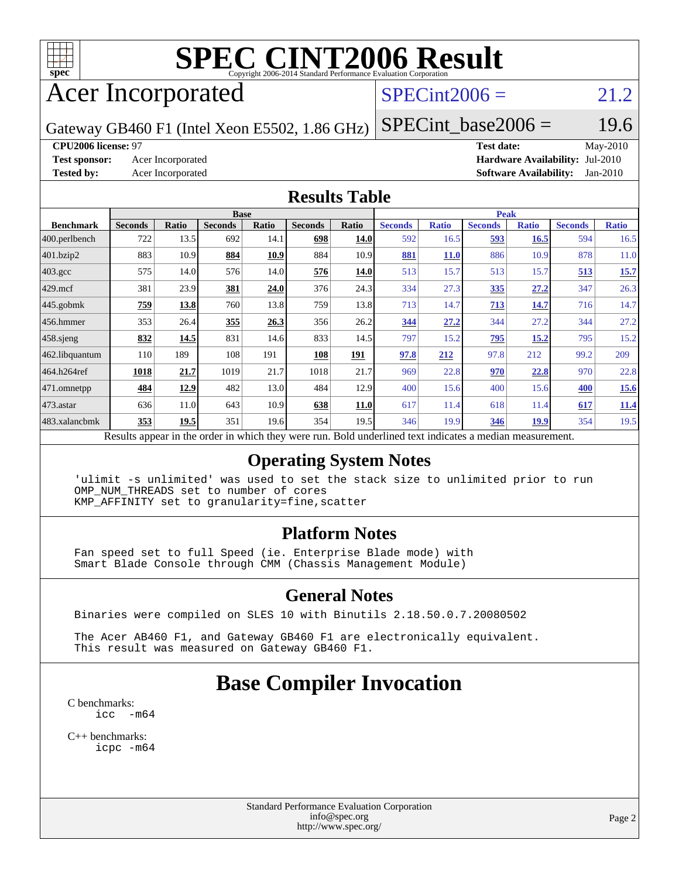# SPEC CINT2006 Result

Copyright 2006-2014 Standard Performance Evaluation Corporation

## Acer Incorporated

Gateway GB460 F1 (Intel Xeon E5502, 1.86 GHz)

SPECint2006 = 21.2

SPECint_base2006 = 19.6

**CPU2006 license:** 97
**Test sponsor:** Acer Incorporated
**Tested by:** Acer Incorporated

**Test date:** May-2010
**Hardware Availability:** Jul-2010
**Software Availability:** Jan-2010

## Results Table

| Benchmark | Base | | | | | | Peak | | | | | |
|---|---|---|---|---|---|---|---|---|---|---|---|---|
| | Seconds | Ratio | Seconds | Ratio | Seconds | Ratio | Seconds | Ratio | Seconds | Ratio | Seconds | Ratio |
| 400.perlbench | 722 | 13.5 | 692 | 14.1 | **698** | **14.0** | 592 | 16.5 | **593** | **16.5** | 594 | 16.5 |
| 401.bzip2 | 883 | 10.9 | **884** | **10.9** | 884 | 10.9 | **881** | **11.0** | 886 | 10.9 | 878 | 11.0 |
| 403.gcc | 575 | 14.0 | 576 | 14.0 | **576** | **14.0** | 513 | 15.7 | 513 | 15.7 | **513** | **15.7** |
| 429.mcf | 381 | 23.9 | **381** | **24.0** | 376 | 24.3 | 334 | 27.3 | **335** | **27.2** | 347 | 26.3 |
| 445.gobmk | **759** | **13.8** | 760 | 13.8 | 759 | 13.8 | 713 | 14.7 | **713** | **14.7** | 716 | 14.7 |
| 456.hmmer | 353 | 26.4 | **355** | **26.3** | 356 | 26.2 | **344** | **27.2** | 344 | 27.2 | 344 | 27.2 |
| 458.sjeng | **832** | **14.5** | 831 | 14.6 | 833 | 14.5 | 797 | 15.2 | **795** | **15.2** | 795 | 15.2 |
| 462.libquantum | 110 | 189 | 108 | 191 | **108** | **191** | **97.8** | **212** | 97.8 | 212 | 99.2 | 209 |
| 464.h264ref | **1018** | **21.7** | 1019 | 21.7 | 1018 | 21.7 | 969 | 22.8 | **970** | **22.8** | 970 | 22.8 |
| 471.omnetpp | **484** | **12.9** | 482 | 13.0 | 484 | 12.9 | 400 | 15.6 | 400 | 15.6 | **400** | **15.6** |
| 473.astar | 636 | 11.0 | 643 | 10.9 | **638** | **11.0** | 617 | 11.4 | 618 | 11.4 | **617** | **11.4** |
| 483.xalancbmk | **353** | **19.5** | 351 | 19.6 | 354 | 19.5 | 346 | 19.9 | **346** | **19.9** | 354 | 19.5 |

Results appear in the order in which they were run. Bold underlined text indicates a median measurement.

## Operating System Notes

```
'ulimit -s unlimited' was used to set the stack size to unlimited prior to run
OMP_NUM_THREADS set to number of cores
KMP_AFFINITY set to granularity=fine,scatter
```

## Platform Notes

```
Fan speed set to full Speed (ie. Enterprise Blade mode) with
Smart Blade Console through CMM (Chassis Management Module)
```

## General Notes

```
Binaries were compiled on SLES 10 with Binutils 2.18.50.0.7.20080502

The Acer AB460 F1, and Gateway GB460 F1 are electronically equivalent.
This result was measured on Gateway GB460 F1.
```

## Base Compiler Invocation

C benchmarks:
icc -m64

C++ benchmarks:
icpc -m64

Standard Performance Evaluation Corporation
info@spec.org
http://www.spec.org/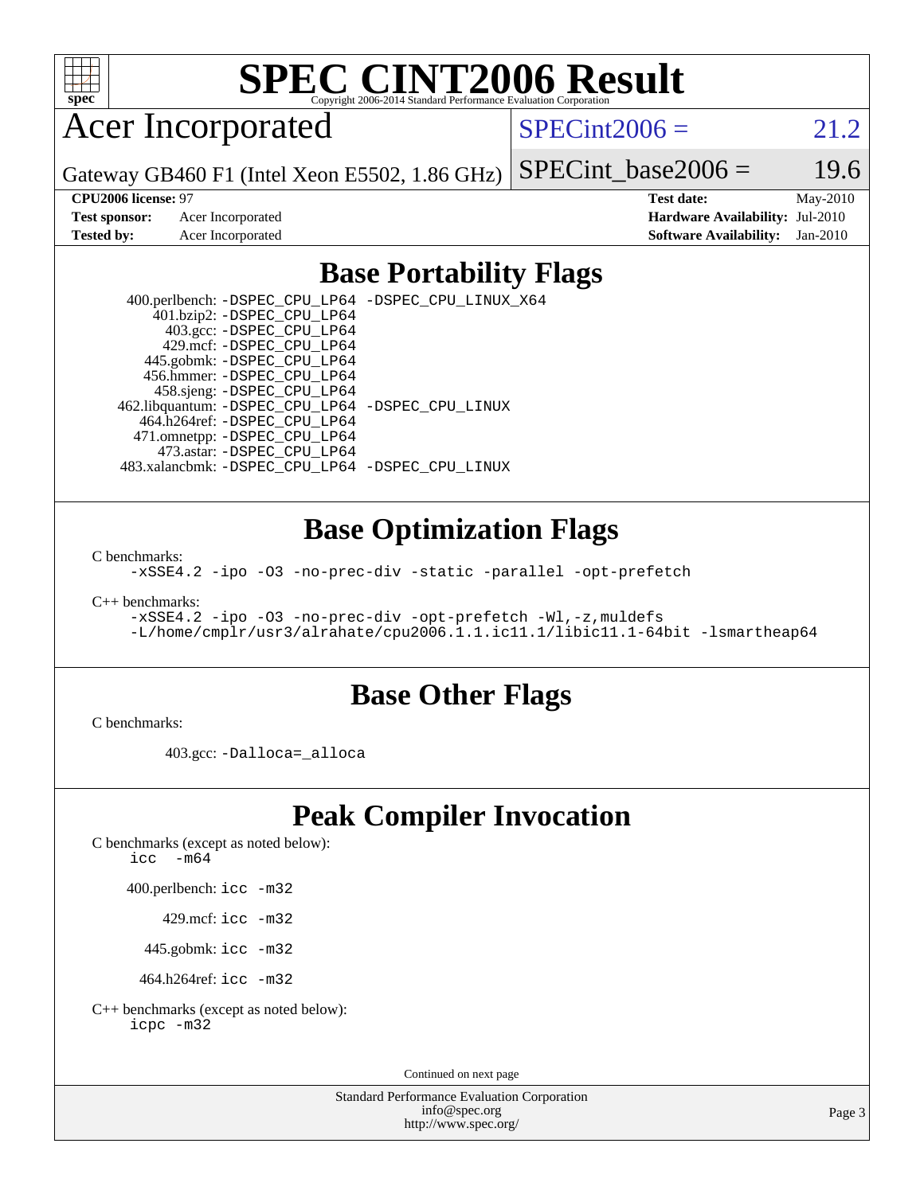# SPEC CINT2006 Result

Copyright 2006-2014 Standard Performance Evaluation Corporation

## Acer Incorporated

Gateway GB460 F1 (Intel Xeon E5502, 1.86 GHz)

SPECint2006 = 21.2

SPECint_base2006 = 19.6

**CPU2006 license:** 97
**Test sponsor:** Acer Incorporated
**Tested by:** Acer Incorporated

**Test date:** May-2010
**Hardware Availability:** Jul-2010
**Software Availability:** Jan-2010

## Base Portability Flags

400.perlbench: `-DSPEC_CPU_LP64 -DSPEC_CPU_LINUX_X64`
401.bzip2: `-DSPEC_CPU_LP64`
403.gcc: `-DSPEC_CPU_LP64`
429.mcf: `-DSPEC_CPU_LP64`
445.gobmk: `-DSPEC_CPU_LP64`
456.hmmer: `-DSPEC_CPU_LP64`
458.sjeng: `-DSPEC_CPU_LP64`
462.libquantum: `-DSPEC_CPU_LP64 -DSPEC_CPU_LINUX`
464.h264ref: `-DSPEC_CPU_LP64`
471.omnetpp: `-DSPEC_CPU_LP64`
473.astar: `-DSPEC_CPU_LP64`
483.xalancbmk: `-DSPEC_CPU_LP64 -DSPEC_CPU_LINUX`

## Base Optimization Flags

C benchmarks:

`-xSSE4.2 -ipo -O3 -no-prec-div -static -parallel -opt-prefetch`

C++ benchmarks:

`-xSSE4.2 -ipo -O3 -no-prec-div -opt-prefetch -Wl,-z,muldefs`
`-L/home/cmplr/usr3/alrahate/cpu2006.1.1.ic11.1/libic11.1-64bit -lsmartheap64`

## Base Other Flags

C benchmarks:

403.gcc: `-Dalloca=_alloca`

## Peak Compiler Invocation

C benchmarks (except as noted below):
`icc -m64`

400.perlbench: `icc -m32`

429.mcf: `icc -m32`

445.gobmk: `icc -m32`

464.h264ref: `icc -m32`

C++ benchmarks (except as noted below):
`icpc -m32`

Continued on next page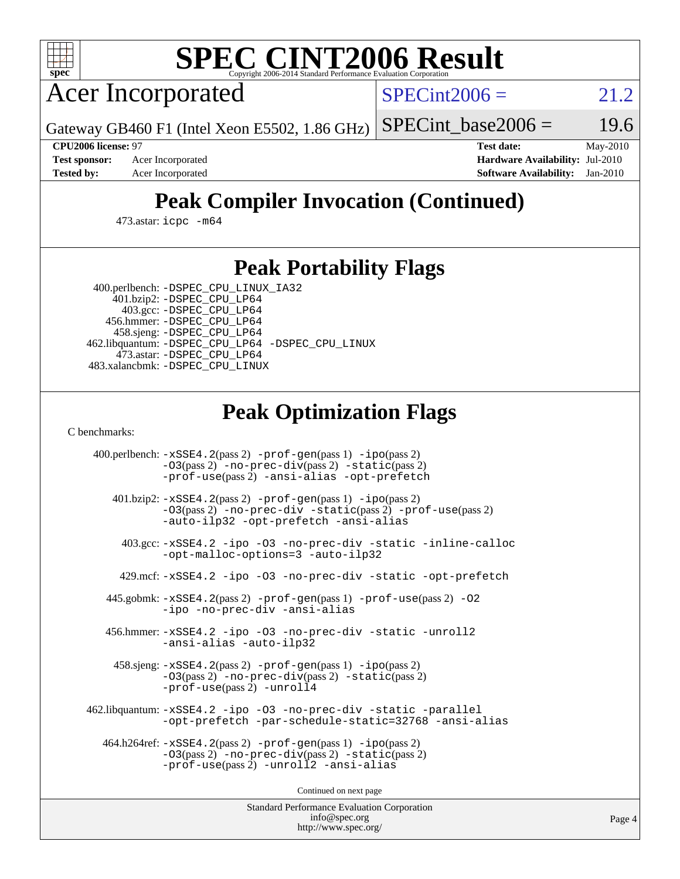# Peak Compiler Invocation (Continued)

473.astar: `icpc -m64`

# Peak Portability Flags

400.perlbench: `-DSPEC_CPU_LINUX_IA32`
401.bzip2: `-DSPEC_CPU_LP64`
403.gcc: `-DSPEC_CPU_LP64`
456.hmmer: `-DSPEC_CPU_LP64`
458.sjeng: `-DSPEC_CPU_LP64`
462.libquantum: `-DSPEC_CPU_LP64 -DSPEC_CPU_LINUX`
473.astar: `-DSPEC_CPU_LP64`
483.xalancbmk: `-DSPEC_CPU_LINUX`

# Peak Optimization Flags

C benchmarks:

400.perlbench: `-xSSE4.2`(pass 2) `-prof-gen`(pass 1) `-ipo`(pass 2) `-O3`(pass 2) `-no-prec-div`(pass 2) `-static`(pass 2) `-prof-use`(pass 2) `-ansi-alias -opt-prefetch`

401.bzip2: `-xSSE4.2`(pass 2) `-prof-gen`(pass 1) `-ipo`(pass 2) `-O3`(pass 2) `-no-prec-div -static`(pass 2) `-prof-use`(pass 2) `-auto-ilp32 -opt-prefetch -ansi-alias`

403.gcc: `-xSSE4.2 -ipo -O3 -no-prec-div -static -inline-calloc -opt-malloc-options=3 -auto-ilp32`

429.mcf: `-xSSE4.2 -ipo -O3 -no-prec-div -static -opt-prefetch`

445.gobmk: `-xSSE4.2`(pass 2) `-prof-gen`(pass 1) `-prof-use`(pass 2) `-O2 -ipo -no-prec-div -ansi-alias`

456.hmmer: `-xSSE4.2 -ipo -O3 -no-prec-div -static -unroll2 -ansi-alias -auto-ilp32`

458.sjeng: `-xSSE4.2`(pass 2) `-prof-gen`(pass 1) `-ipo`(pass 2) `-O3`(pass 2) `-no-prec-div`(pass 2) `-static`(pass 2) `-prof-use`(pass 2) `-unroll4`

462.libquantum: `-xSSE4.2 -ipo -O3 -no-prec-div -static -parallel -opt-prefetch -par-schedule-static=32768 -ansi-alias`

464.h264ref: `-xSSE4.2`(pass 2) `-prof-gen`(pass 1) `-ipo`(pass 2) `-O3`(pass 2) `-no-prec-div`(pass 2) `-static`(pass 2) `-prof-use`(pass 2) `-unroll2 -ansi-alias`

Continued on next page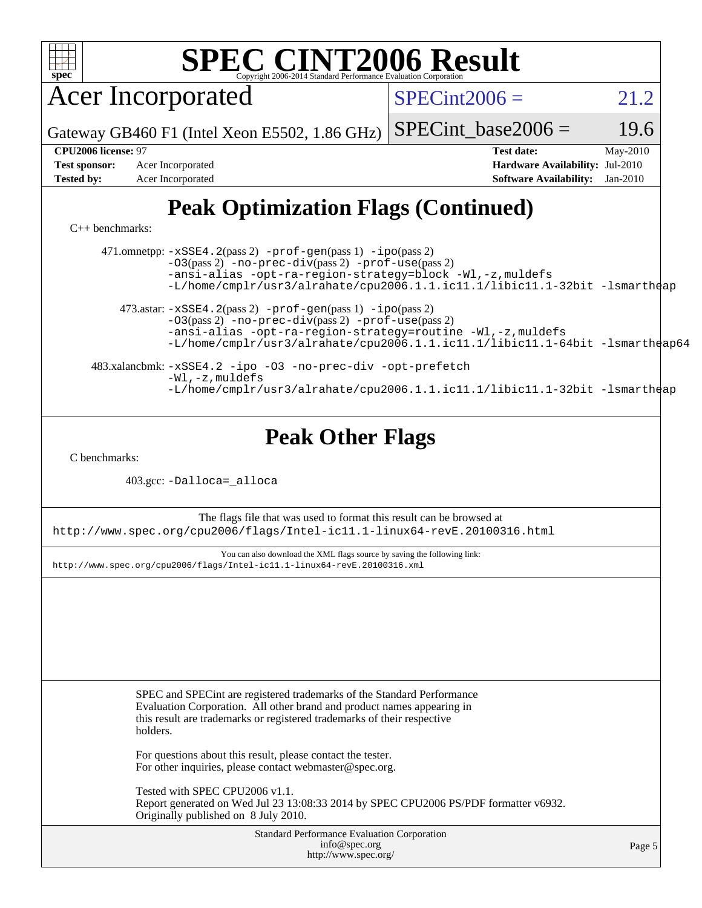# SPEC CINT2006 Result

Copyright 2006-2014 Standard Performance Evaluation Corporation

## Acer Incorporated

Gateway GB460 F1 (Intel Xeon E5502, 1.86 GHz)

SPECint2006 = 21.2

SPECint_base2006 = 19.6

**CPU2006 license:** 97
**Test sponsor:** Acer Incorporated
**Tested by:** Acer Incorporated

**Test date:** May-2010
**Hardware Availability:** Jul-2010
**Software Availability:** Jan-2010

## Peak Optimization Flags (Continued)

C++ benchmarks:

471.omnetpp: `-xSSE4.2`(pass 2) `-prof-gen`(pass 1) `-ipo`(pass 2) `-O3`(pass 2) `-no-prec-div`(pass 2) `-prof-use`(pass 2) `-ansi-alias -opt-ra-region-strategy=block -Wl,-z,muldefs -L/home/cmplr/usr3/alrahate/cpu2006.1.1.ic11.1/libic11.1-32bit -lsmartheap`

473.astar: `-xSSE4.2`(pass 2) `-prof-gen`(pass 1) `-ipo`(pass 2) `-O3`(pass 2) `-no-prec-div`(pass 2) `-prof-use`(pass 2) `-ansi-alias -opt-ra-region-strategy=routine -Wl,-z,muldefs -L/home/cmplr/usr3/alrahate/cpu2006.1.1.ic11.1/libic11.1-64bit -lsmartheap64`

483.xalancbmk: `-xSSE4.2 -ipo -O3 -no-prec-div -opt-prefetch -Wl,-z,muldefs -L/home/cmplr/usr3/alrahate/cpu2006.1.1.ic11.1/libic11.1-32bit -lsmartheap`

## Peak Other Flags

C benchmarks:

403.gcc: `-Dalloca=_alloca`

The flags file that was used to format this result can be browsed at
http://www.spec.org/cpu2006/flags/Intel-ic11.1-linux64-revE.20100316.html

You can also download the XML flags source by saving the following link:
http://www.spec.org/cpu2006/flags/Intel-ic11.1-linux64-revE.20100316.xml

SPEC and SPECint are registered trademarks of the Standard Performance Evaluation Corporation. All other brand and product names appearing in this result are trademarks or registered trademarks of their respective holders.

For questions about this result, please contact the tester.
For other inquiries, please contact webmaster@spec.org.

Tested with SPEC CPU2006 v1.1.
Report generated on Wed Jul 23 13:08:33 2014 by SPEC CPU2006 PS/PDF formatter v6932.
Originally published on 8 July 2010.

Standard Performance Evaluation Corporation
info@spec.org
http://www.spec.org/